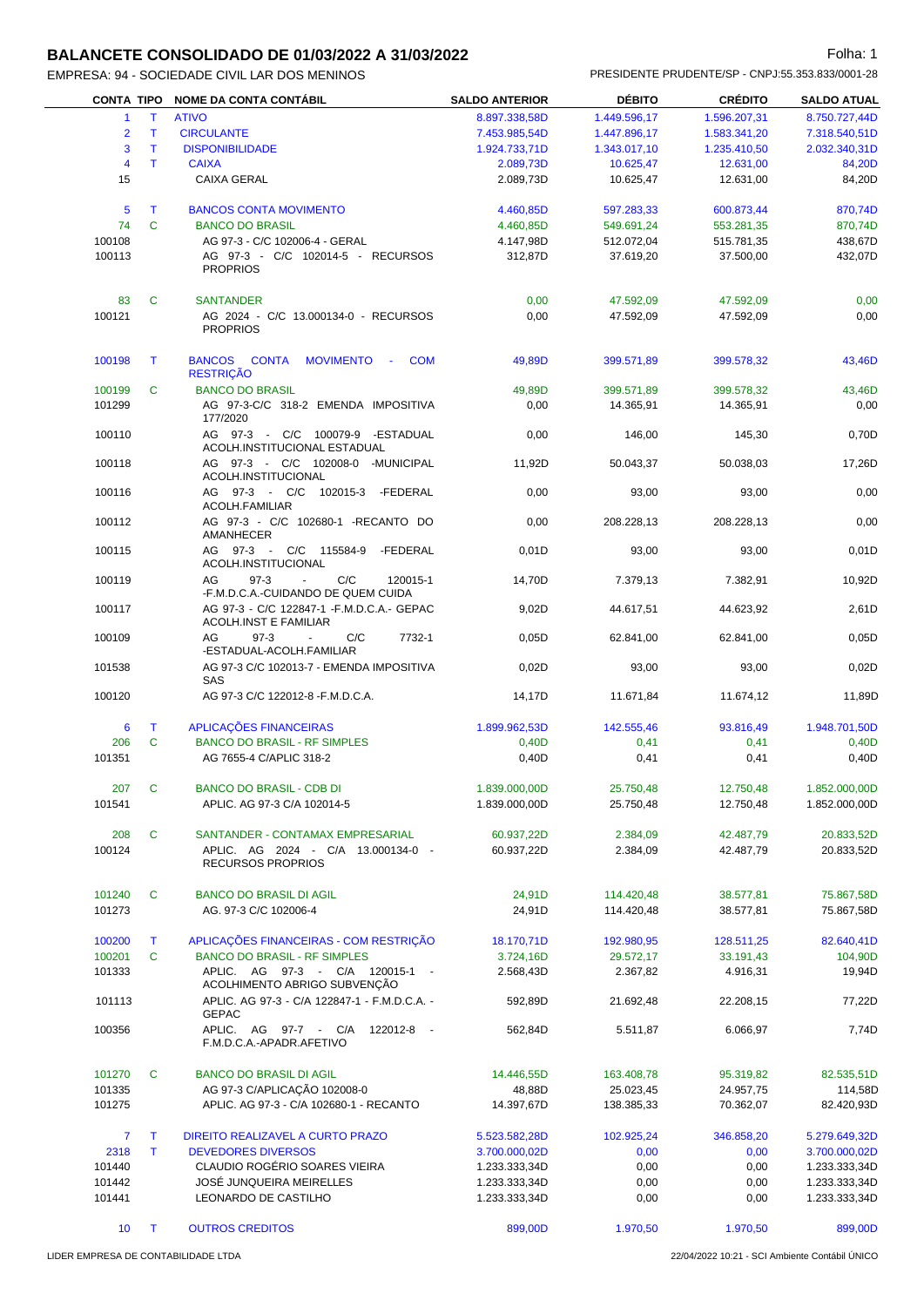# BALANCETE CONSOLIDADO DE 01/03/2022 A 31/03/2022

EMPRESA: 94 - SOCIEDADE CIVIL LAR DOS MENINOS

PRESIDENTE PRUDENTE/SP - CNPJ:55.353.833/0001-28

| CONTA | TIPO | NOME DA CONTA CONTÁBIL | SALDO ANTERIOR | DÉBITO | CRÉDITO | SALDO ATUAL |
|---|---|---|---|---|---|---|
| 1 | T | ATIVO | 8.897.338,58D | 1.449.596,17 | 1.596.207,31 | 8.750.727,44D |
| 2 | T | CIRCULANTE | 7.453.985,54D | 1.447.896,17 | 1.583.341,20 | 7.318.540,51D |
| 3 | T | DISPONIBILIDADE | 1.924.733,71D | 1.343.017,10 | 1.235.410,50 | 2.032.340,31D |
| 4 | T | CAIXA | 2.089,73D | 10.625,47 | 12.631,00 | 84,20D |
| 15 | | CAIXA GERAL | 2.089,73D | 10.625,47 | 12.631,00 | 84,20D |
| 5 | T | BANCOS CONTA MOVIMENTO | 4.460,85D | 597.283,33 | 600.873,44 | 870,74D |
| 74 | C | BANCO DO BRASIL | 4.460,85D | 549.691,24 | 553.281,35 | 870,74D |
| 100108 | | AG 97-3 - C/C 102006-4 - GERAL | 4.147,98D | 512.072,04 | 515.781,35 | 438,67D |
| 100113 | | AG 97-3 - C/C 102014-5 - RECURSOS PROPRIOS | 312,87D | 37.619,20 | 37.500,00 | 432,07D |
| 83 | C | SANTANDER | 0,00 | 47.592,09 | 47.592,09 | 0,00 |
| 100121 | | AG 2024 - C/C 13.000134-0 - RECURSOS PROPRIOS | 0,00 | 47.592,09 | 47.592,09 | 0,00 |
| 100198 | T | BANCOS CONTA MOVIMENTO - COM RESTRIÇÃO | 49,89D | 399.571,89 | 399.578,32 | 43,46D |
| 100199 | C | BANCO DO BRASIL | 49,89D | 399.571,89 | 399.578,32 | 43,46D |
| 101299 | | AG 97-3-C/C 318-2 EMENDA IMPOSITIVA 177/2020 | 0,00 | 14.365,91 | 14.365,91 | 0,00 |
| 100110 | | AG 97-3 - C/C 100079-9 -ESTADUAL ACOLH.INSTITUCIONAL ESTADUAL | 0,00 | 146,00 | 145,30 | 0,70D |
| 100118 | | AG 97-3 - C/C 102008-0 -MUNICIPAL ACOLH.INSTITUCIONAL | 11,92D | 50.043,37 | 50.038,03 | 17,26D |
| 100116 | | AG 97-3 - C/C 102015-3 -FEDERAL ACOLH.FAMILIAR | 0,00 | 93,00 | 93,00 | 0,00 |
| 100112 | | AG 97-3 - C/C 102680-1 -RECANTO DO AMANHECER | 0,00 | 208.228,13 | 208.228,13 | 0,00 |
| 100115 | | AG 97-3 - C/C 115584-9 -FEDERAL ACOLH.INSTITUCIONAL | 0,01D | 93,00 | 93,00 | 0,01D |
| 100119 | | AG 97-3 - C/C 120015-1 -F.M.D.C.A.-CUIDANDO DE QUEM CUIDA | 14,70D | 7.379,13 | 7.382,91 | 10,92D |
| 100117 | | AG 97-3 - C/C 122847-1 -F.M.D.C.A.- GEPAC ACOLH.INST E FAMILIAR | 9,02D | 44.617,51 | 44.623,92 | 2,61D |
| 100109 | | AG 97-3 - C/C 7732-1 -ESTADUAL-ACOLH.FAMILIAR | 0,05D | 62.841,00 | 62.841,00 | 0,05D |
| 101538 | | AG 97-3 C/C 102013-7 - EMENDA IMPOSITIVA SAS | 0,02D | 93,00 | 93,00 | 0,02D |
| 100120 | | AG 97-3 C/C 122012-8 -F.M.D.C.A. | 14,17D | 11.671,84 | 11.674,12 | 11,89D |
| 6 | T | APLICAÇÕES FINANCEIRAS | 1.899.962,53D | 142.555,46 | 93.816,49 | 1.948.701,50D |
| 206 | C | BANCO DO BRASIL - RF SIMPLES | 0,40D | 0,41 | 0,41 | 0,40D |
| 101351 | | AG 7655-4 C/APLIC 318-2 | 0,40D | 0,41 | 0,41 | 0,40D |
| 207 | C | BANCO DO BRASIL - CDB DI | 1.839.000,00D | 25.750,48 | 12.750,48 | 1.852.000,00D |
| 101541 | | APLIC. AG 97-3 C/A 102014-5 | 1.839.000,00D | 25.750,48 | 12.750,48 | 1.852.000,00D |
| 208 | C | SANTANDER - CONTAMAX EMPRESARIAL | 60.937,22D | 2.384,09 | 42.487,79 | 20.833,52D |
| 100124 | | APLIC. AG 2024 - C/A 13.000134-0 - RECURSOS PROPRIOS | 60.937,22D | 2.384,09 | 42.487,79 | 20.833,52D |
| 101240 | C | BANCO DO BRASIL DI AGIL | 24,91D | 114.420,48 | 38.577,81 | 75.867,58D |
| 101273 | | AG. 97-3 C/C 102006-4 | 24,91D | 114.420,48 | 38.577,81 | 75.867,58D |
| 100200 | T | APLICAÇÕES FINANCEIRAS - COM RESTRIÇÃO | 18.170,71D | 192.980,95 | 128.511,25 | 82.640,41D |
| 100201 | C | BANCO DO BRASIL - RF SIMPLES | 3.724,16D | 29.572,17 | 33.191,43 | 104,90D |
| 101333 | | APLIC. AG 97-3 - C/A 120015-1 - ACOLHIMENTO ABRIGO SUBVENÇÃO | 2.568,43D | 2.367,82 | 4.916,31 | 19,94D |
| 101113 | | APLIC. AG 97-3 - C/A 122847-1 - F.M.D.C.A. - GEPAC | 592,89D | 21.692,48 | 22.208,15 | 77,22D |
| 100356 | | APLIC. AG 97-7 - C/A 122012-8 - F.M.D.C.A.-APADR.AFETIVO | 562,84D | 5.511,87 | 6.066,97 | 7,74D |
| 101270 | C | BANCO DO BRASIL DI AGIL | 14.446,55D | 163.408,78 | 95.319,82 | 82.535,51D |
| 101335 | | AG 97-3 C/APLICAÇÃO 102008-0 | 48,88D | 25.023,45 | 24.957,75 | 114,58D |
| 101275 | | APLIC. AG 97-3 - C/A 102680-1 - RECANTO | 14.397,67D | 138.385,33 | 70.362,07 | 82.420,93D |
| 7 | T | DIREITO REALIZAVEL A CURTO PRAZO | 5.523.582,28D | 102.925,24 | 346.858,20 | 5.279.649,32D |
| 2318 | T | DEVEDORES DIVERSOS | 3.700.000,02D | 0,00 | 0,00 | 3.700.000,02D |
| 101440 | | CLAUDIO ROGÉRIO SOARES VIEIRA | 1.233.333,34D | 0,00 | 0,00 | 1.233.333,34D |
| 101442 | | JOSÉ JUNQUEIRA MEIRELLES | 1.233.333,34D | 0,00 | 0,00 | 1.233.333,34D |
| 101441 | | LEONARDO DE CASTILHO | 1.233.333,34D | 0,00 | 0,00 | 1.233.333,34D |
| 10 | T | OUTROS CREDITOS | 899,00D | 1.970,50 | 1.970,50 | 899,00D |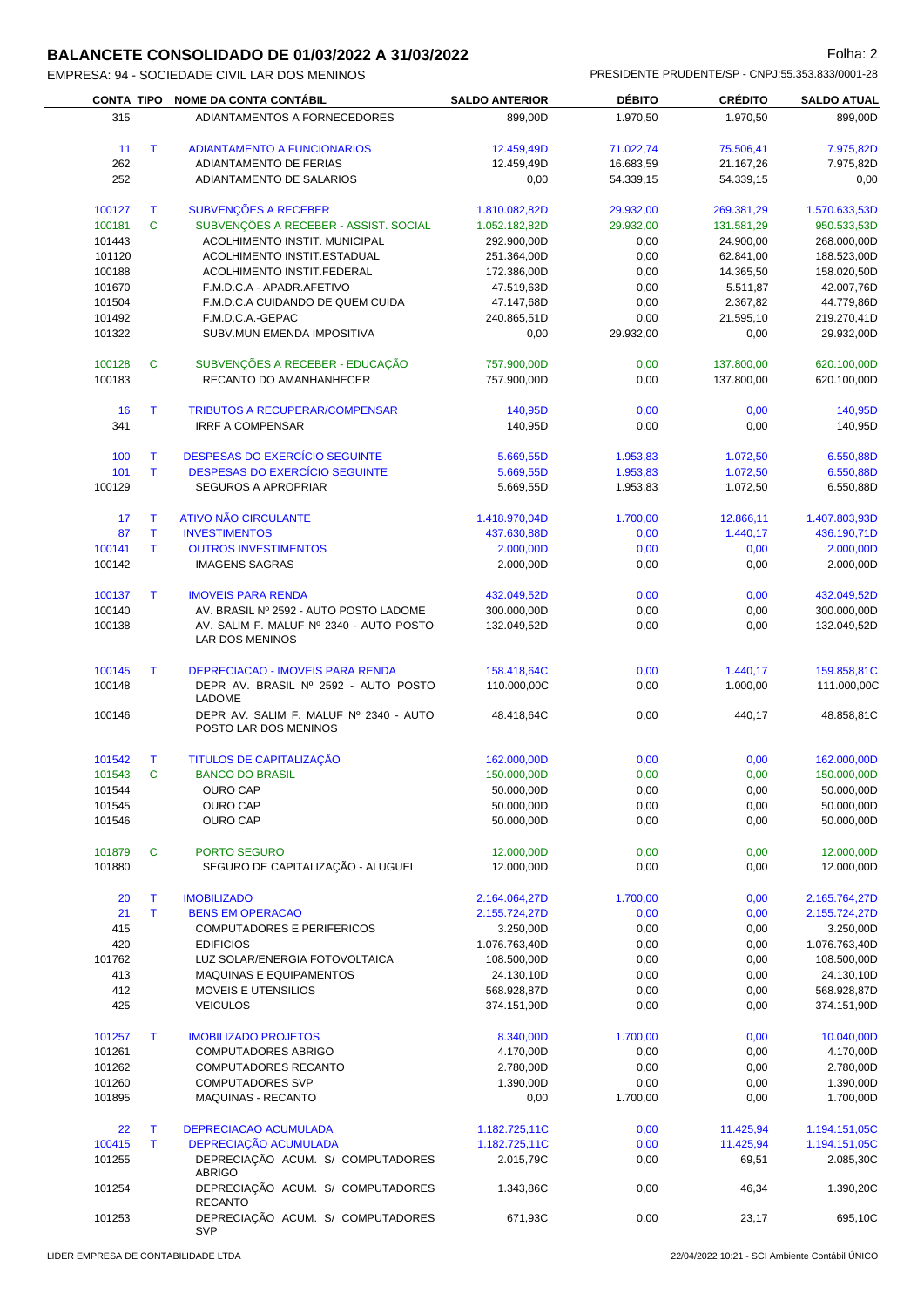# BALANCETE CONSOLIDADO DE 01/03/2022 A 31/03/2022

EMPRESA: 94 - SOCIEDADE CIVIL LAR DOS MENINOS

PRESIDENTE PRUDENTE/SP - CNPJ:55.353.833/0001-28

| CONTA | TIPO | NOME DA CONTA CONTÁBIL | SALDO ANTERIOR | DÉBITO | CRÉDITO | SALDO ATUAL |
|---|---|---|---|---|---|---|
| 315 | | ADIANTAMENTOS A FORNECEDORES | 899,00D | 1.970,50 | 1.970,50 | 899,00D |
| 11 | T | ADIANTAMENTO A FUNCIONARIOS | 12.459,49D | 71.022,74 | 75.506,41 | 7.975,82D |
| 262 | | ADIANTAMENTO DE FERIAS | 12.459,49D | 16.683,59 | 21.167,26 | 7.975,82D |
| 252 | | ADIANTAMENTO DE SALARIOS | 0,00 | 54.339,15 | 54.339,15 | 0,00 |
| 100127 | T | SUBVENÇÕES A RECEBER | 1.810.082,82D | 29.932,00 | 269.381,29 | 1.570.633,53D |
| 100181 | C | SUBVENÇÕES A RECEBER - ASSIST. SOCIAL | 1.052.182,82D | 29.932,00 | 131.581,29 | 950.533,53D |
| 101443 | | ACOLHIMENTO INSTIT. MUNICIPAL | 292.900,00D | 0,00 | 24.900,00 | 268.000,00D |
| 101120 | | ACOLHIMENTO INSTIT.ESTADUAL | 251.364,00D | 0,00 | 62.841,00 | 188.523,00D |
| 100188 | | ACOLHIMENTO INSTIT.FEDERAL | 172.386,00D | 0,00 | 14.365,50 | 158.020,50D |
| 101670 | | F.M.D.C.A - APADR.AFETIVO | 47.519,63D | 0,00 | 5.511,87 | 42.007,76D |
| 101504 | | F.M.D.C.A CUIDANDO DE QUEM CUIDA | 47.147,68D | 0,00 | 2.367,82 | 44.779,86D |
| 101492 | | F.M.D.C.A.-GEPAC | 240.865,51D | 0,00 | 21.595,10 | 219.270,41D |
| 101322 | | SUBV.MUN EMENDA IMPOSITIVA | 0,00 | 29.932,00 | 0,00 | 29.932,00D |
| 100128 | C | SUBVENÇÕES A RECEBER - EDUCAÇÃO | 757.900,00D | 0,00 | 137.800,00 | 620.100,00D |
| 100183 | | RECANTO DO AMANHANHECER | 757.900,00D | 0,00 | 137.800,00 | 620.100,00D |
| 16 | T | TRIBUTOS A RECUPERAR/COMPENSAR | 140,95D | 0,00 | 0,00 | 140,95D |
| 341 | | IRRF A COMPENSAR | 140,95D | 0,00 | 0,00 | 140,95D |
| 100 | T | DESPESAS DO EXERCÍCIO SEGUINTE | 5.669,55D | 1.953,83 | 1.072,50 | 6.550,88D |
| 101 | T | DESPESAS DO EXERCÍCIO SEGUINTE | 5.669,55D | 1.953,83 | 1.072,50 | 6.550,88D |
| 100129 | | SEGUROS A APROPRIAR | 5.669,55D | 1.953,83 | 1.072,50 | 6.550,88D |
| 17 | T | ATIVO NÃO CIRCULANTE | 1.418.970,04D | 1.700,00 | 12.866,11 | 1.407.803,93D |
| 87 | T | INVESTIMENTOS | 437.630,88D | 0,00 | 1.440,17 | 436.190,71D |
| 100141 | T | OUTROS INVESTIMENTOS | 2.000,00D | 0,00 | 0,00 | 2.000,00D |
| 100142 | | IMAGENS SAGRAS | 2.000,00D | 0,00 | 0,00 | 2.000,00D |
| 100137 | T | IMOVEIS PARA RENDA | 432.049,52D | 0,00 | 0,00 | 432.049,52D |
| 100140 | | AV. BRASIL Nº 2592 - AUTO POSTO LADOME | 300.000,00D | 0,00 | 0,00 | 300.000,00D |
| 100138 | | AV. SALIM F. MALUF Nº 2340 - AUTO POSTO LAR DOS MENINOS | 132.049,52D | 0,00 | 0,00 | 132.049,52D |
| 100145 | T | DEPRECIACAO - IMOVEIS PARA RENDA | 158.418,64C | 0,00 | 1.440,17 | 159.858,81C |
| 100148 | | DEPR AV. BRASIL Nº 2592 - AUTO POSTO LADOME | 110.000,00C | 0,00 | 1.000,00 | 111.000,00C |
| 100146 | | DEPR AV. SALIM F. MALUF Nº 2340 - AUTO POSTO LAR DOS MENINOS | 48.418,64C | 0,00 | 440,17 | 48.858,81C |
| 101542 | T | TITULOS DE CAPITALIZAÇÃO | 162.000,00D | 0,00 | 0,00 | 162.000,00D |
| 101543 | C | BANCO DO BRASIL | 150.000,00D | 0,00 | 0,00 | 150.000,00D |
| 101544 | | OURO CAP | 50.000,00D | 0,00 | 0,00 | 50.000,00D |
| 101545 | | OURO CAP | 50.000,00D | 0,00 | 0,00 | 50.000,00D |
| 101546 | | OURO CAP | 50.000,00D | 0,00 | 0,00 | 50.000,00D |
| 101879 | C | PORTO SEGURO | 12.000,00D | 0,00 | 0,00 | 12.000,00D |
| 101880 | | SEGURO DE CAPITALIZAÇÃO - ALUGUEL | 12.000,00D | 0,00 | 0,00 | 12.000,00D |
| 20 | T | IMOBILIZADO | 2.164.064,27D | 1.700,00 | 0,00 | 2.165.764,27D |
| 21 | T | BENS EM OPERACAO | 2.155.724,27D | 0,00 | 0,00 | 2.155.724,27D |
| 415 | | COMPUTADORES E PERIFERICOS | 3.250,00D | 0,00 | 0,00 | 3.250,00D |
| 420 | | EDIFICIOS | 1.076.763,40D | 0,00 | 0,00 | 1.076.763,40D |
| 101762 | | LUZ SOLAR/ENERGIA FOTOVOLTAICA | 108.500,00D | 0,00 | 0,00 | 108.500,00D |
| 413 | | MAQUINAS E EQUIPAMENTOS | 24.130,10D | 0,00 | 0,00 | 24.130,10D |
| 412 | | MOVEIS E UTENSILIOS | 568.928,87D | 0,00 | 0,00 | 568.928,87D |
| 425 | | VEICULOS | 374.151,90D | 0,00 | 0,00 | 374.151,90D |
| 101257 | T | IMOBILIZADO PROJETOS | 8.340,00D | 1.700,00 | 0,00 | 10.040,00D |
| 101261 | | COMPUTADORES ABRIGO | 4.170,00D | 0,00 | 0,00 | 4.170,00D |
| 101262 | | COMPUTADORES RECANTO | 2.780,00D | 0,00 | 0,00 | 2.780,00D |
| 101260 | | COMPUTADORES SVP | 1.390,00D | 0,00 | 0,00 | 1.390,00D |
| 101895 | | MAQUINAS - RECANTO | 0,00 | 1.700,00 | 0,00 | 1.700,00D |
| 22 | T | DEPRECIACAO ACUMULADA | 1.182.725,11C | 0,00 | 11.425,94 | 1.194.151,05C |
| 100415 | T | DEPRECIAÇÃO ACUMULADA | 1.182.725,11C | 0,00 | 11.425,94 | 1.194.151,05C |
| 101255 | | DEPRECIAÇÃO ACUM. S/ COMPUTADORES ABRIGO | 2.015,79C | 0,00 | 69,51 | 2.085,30C |
| 101254 | | DEPRECIAÇÃO ACUM. S/ COMPUTADORES RECANTO | 1.343,86C | 0,00 | 46,34 | 1.390,20C |
| 101253 | | DEPRECIAÇÃO ACUM. S/ COMPUTADORES SVP | 671,93C | 0,00 | 23,17 | 695,10C |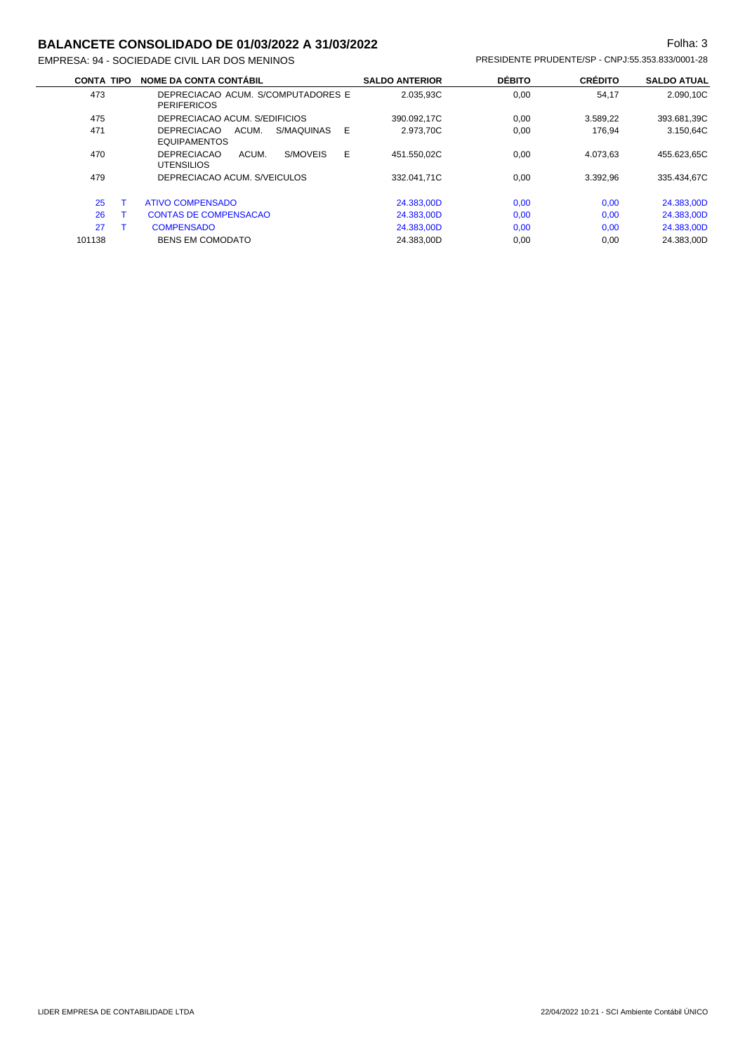## BALANCETE CONSOLIDADO DE 01/03/2022 A 31/03/2022

EMPRESA: 94 - SOCIEDADE CIVIL LAR DOS MENINOS

PRESIDENTE PRUDENTE/SP - CNPJ:55.353.833/0001-28

| CONTA | TIPO | NOME DA CONTA CONTÁBIL | SALDO ANTERIOR | DÉBITO | CRÉDITO | SALDO ATUAL |
|---|---|---|---|---|---|---|
| 473 | | DEPRECIACAO ACUM. S/COMPUTADORES E PERIFERICOS | 2.035,93C | 0,00 | 54,17 | 2.090,10C |
| 475 | | DEPRECIACAO ACUM. S/EDIFICIOS | 390.092,17C | 0,00 | 3.589,22 | 393.681,39C |
| 471 | | DEPRECIACAO ACUM. S/MAQUINAS E EQUIPAMENTOS | 2.973,70C | 0,00 | 176,94 | 3.150,64C |
| 470 | | DEPRECIACAO ACUM. S/MOVEIS E UTENSILIOS | 451.550,02C | 0,00 | 4.073,63 | 455.623,65C |
| 479 | | DEPRECIACAO ACUM. S/VEICULOS | 332.041,71C | 0,00 | 3.392,96 | 335.434,67C |
| 25 | T | ATIVO COMPENSADO | 24.383,00D | 0,00 | 0,00 | 24.383,00D |
| 26 | T | CONTAS DE COMPENSACAO | 24.383,00D | 0,00 | 0,00 | 24.383,00D |
| 27 | T | COMPENSADO | 24.383,00D | 0,00 | 0,00 | 24.383,00D |
| 101138 | | BENS EM COMODATO | 24.383,00D | 0,00 | 0,00 | 24.383,00D |

LIDER EMPRESA DE CONTABILIDADE LTDA

22/04/2022 10:21 - SCI Ambiente Contábil ÚNICO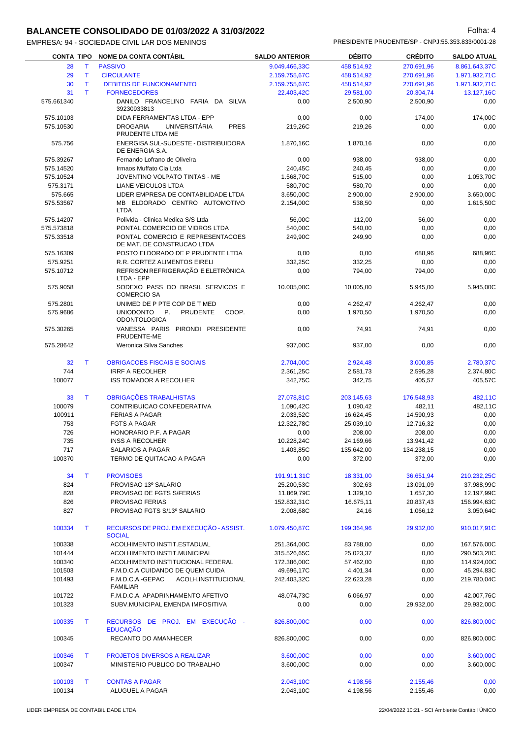# BALANCETE CONSOLIDADO DE 01/03/2022 A 31/03/2022

EMPRESA: 94 - SOCIEDADE CIVIL LAR DOS MENINOS

PRESIDENTE PRUDENTE/SP - CNPJ:55.353.833/0001-28

| CONTA | TIPO | NOME DA CONTA CONTÁBIL | SALDO ANTERIOR | DÉBITO | CRÉDITO | SALDO ATUAL |
|---|---|---|---|---|---|---|
| 28 | T | PASSIVO | 9.049.466,33C | 458.514,92 | 270.691,96 | 8.861.643,37C |
| 29 | T | CIRCULANTE | 2.159.755,67C | 458.514,92 | 270.691,96 | 1.971.932,71C |
| 30 | T | DEBITOS DE FUNCIONAMENTO | 2.159.755,67C | 458.514,92 | 270.691,96 | 1.971.932,71C |
| 31 | T | FORNECEDORES | 22.403,42C | 29.581,00 | 20.304,74 | 13.127,16C |
| 575.661340 | | DANILO FRANCELINO FARIA DA SILVA 39230933813 | 0,00 | 2.500,90 | 2.500,90 | 0,00 |
| 575.10103 | | DIDA FERRAMENTAS LTDA - EPP | 0,00 | 0,00 | 174,00 | 174,00C |
| 575.10530 | | DROGARIA UNIVERSITÁRIA PRES PRUDENTE LTDA ME | 219,26C | 219,26 | 0,00 | 0,00 |
| 575.756 | | ENERGISA SUL-SUDESTE - DISTRIBUIDORA DE ENERGIA S.A. | 1.870,16C | 1.870,16 | 0,00 | 0,00 |
| 575.39267 | | Fernando Lofrano de Oliveira | 0,00 | 938,00 | 938,00 | 0,00 |
| 575.14520 | | Irmaos Muffato Cia Ltda | 240,45C | 240,45 | 0,00 | 0,00 |
| 575.10524 | | JOVENTINO VOLPATO TINTAS - ME | 1.568,70C | 515,00 | 0,00 | 1.053,70C |
| 575.3171 | | LIANE VEICULOS LTDA | 580,70C | 580,70 | 0,00 | 0,00 |
| 575.665 | | LIDER EMPRESA DE CONTABILIDADE LTDA | 3.650,00C | 2.900,00 | 2.900,00 | 3.650,00C |
| 575.53567 | | MB ELDORADO CENTRO AUTOMOTIVO LTDA | 2.154,00C | 538,50 | 0,00 | 1.615,50C |
| 575.14207 | | Polivida - Clinica Medica S/S Ltda | 56,00C | 112,00 | 56,00 | 0,00 |
| 575.573818 | | PONTAL COMERCIO DE VIDROS LTDA | 540,00C | 540,00 | 0,00 | 0,00 |
| 575.33518 | | PONTAL COMERCIO E REPRESENTACOES DE MAT. DE CONSTRUCAO LTDA | 249,90C | 249,90 | 0,00 | 0,00 |
| 575.16309 | | POSTO ELDORADO DE P PRUDENTE LTDA | 0,00 | 0,00 | 688,96 | 688,96C |
| 575.9251 | | R.R. CORTEZ ALIMENTOS EIRELI | 332,25C | 332,25 | 0,00 | 0,00 |
| 575.10712 | | REFRISON REFRIGERAÇÃO E ELETRÔNICA LTDA - EPP | 0,00 | 794,00 | 794,00 | 0,00 |
| 575.9058 | | SODEXO PASS DO BRASIL SERVICOS E COMERCIO SA | 10.005,00C | 10.005,00 | 5.945,00 | 5.945,00C |
| 575.2801 | | UNIMED DE P PTE COP DE T MED | 0,00 | 4.262,47 | 4.262,47 | 0,00 |
| 575.9686 | | UNIODONTO P. PRUDENTE COOP. ODONTOLOGICA | 0,00 | 1.970,50 | 1.970,50 | 0,00 |
| 575.30265 | | VANESSA PARIS PIRONDI PRESIDENTE PRUDENTE-ME | 0,00 | 74,91 | 74,91 | 0,00 |
| 575.28642 | | Weronica Silva Sanches | 937,00C | 937,00 | 0,00 | 0,00 |
| 32 | T | OBRIGACOES FISCAIS E SOCIAIS | 2.704,00C | 2.924,48 | 3.000,85 | 2.780,37C |
| 744 | | IRRF A RECOLHER | 2.361,25C | 2.581,73 | 2.595,28 | 2.374,80C |
| 100077 | | ISS TOMADOR A RECOLHER | 342,75C | 342,75 | 405,57 | 405,57C |
| 33 | T | OBRIGAÇÕES TRABALHISTAS | 27.078,81C | 203.145,63 | 176.548,93 | 482,11C |
| 100079 | | CONTRIBUICAO CONFEDERATIVA | 1.090,42C | 1.090,42 | 482,11 | 482,11C |
| 100911 | | FERIAS A PAGAR | 2.033,52C | 16.624,45 | 14.590,93 | 0,00 |
| 753 | | FGTS A PAGAR | 12.322,78C | 25.039,10 | 12.716,32 | 0,00 |
| 726 | | HONORARIO P.F. A PAGAR | 0,00 | 208,00 | 208,00 | 0,00 |
| 735 | | INSS A RECOLHER | 10.228,24C | 24.169,66 | 13.941,42 | 0,00 |
| 717 | | SALARIOS A PAGAR | 1.403,85C | 135.642,00 | 134.238,15 | 0,00 |
| 100370 | | TERMO DE QUITACAO A PAGAR | 0,00 | 372,00 | 372,00 | 0,00 |
| 34 | T | PROVISOES | 191.911,31C | 18.331,00 | 36.651,94 | 210.232,25C |
| 824 | | PROVISAO 13º SALARIO | 25.200,53C | 302,63 | 13.091,09 | 37.988,99C |
| 828 | | PROVISAO DE FGTS S/FERIAS | 11.869,79C | 1.329,10 | 1.657,30 | 12.197,99C |
| 826 | | PROVISAO FERIAS | 152.832,31C | 16.675,11 | 20.837,43 | 156.994,63C |
| 827 | | PROVISAO FGTS S/13º SALARIO | 2.008,68C | 24,16 | 1.066,12 | 3.050,64C |
| 100334 | T | RECURSOS DE PROJ. EM EXECUÇÃO - ASSIST. SOCIAL | 1.079.450,87C | 199.364,96 | 29.932,00 | 910.017,91C |
| 100338 | | ACOLHIMENTO INSTIT.ESTADUAL | 251.364,00C | 83.788,00 | 0,00 | 167.576,00C |
| 101444 | | ACOLHIMENTO INSTIT.MUNICIPAL | 315.526,65C | 25.023,37 | 0,00 | 290.503,28C |
| 100340 | | ACOLHIMENTO INSTITUCIONAL FEDERAL | 172.386,00C | 57.462,00 | 0,00 | 114.924,00C |
| 101503 | | F.M.D.C.A CUIDANDO DE QUEM CUIDA | 49.696,17C | 4.401,34 | 0,00 | 45.294,83C |
| 101493 | | F.M.D.C.A.-GEPAC ACOLH.INSTITUCIONAL FAMILIAR | 242.403,32C | 22.623,28 | 0,00 | 219.780,04C |
| 101722 | | F.M.D.C.A. APADRINHAMENTO AFETIVO | 48.074,73C | 6.066,97 | 0,00 | 42.007,76C |
| 101323 | | SUBV.MUNICIPAL EMENDA IMPOSITIVA | 0,00 | 0,00 | 29.932,00 | 29.932,00C |
| 100335 | T | RECURSOS DE PROJ. EM EXECUÇÃO - EDUCAÇÃO | 826.800,00C | 0,00 | 0,00 | 826.800,00C |
| 100345 | | RECANTO DO AMANHECER | 826.800,00C | 0,00 | 0,00 | 826.800,00C |
| 100346 | T | PROJETOS DIVERSOS A REALIZAR | 3.600,00C | 0,00 | 0,00 | 3.600,00C |
| 100347 | | MINISTERIO PUBLICO DO TRABALHO | 3.600,00C | 0,00 | 0,00 | 3.600,00C |
| 100103 | T | CONTAS A PAGAR | 2.043,10C | 4.198,56 | 2.155,46 | 0,00 |
| 100134 | | ALUGUEL A PAGAR | 2.043,10C | 4.198,56 | 2.155,46 | 0,00 |

LIDER EMPRESA DE CONTABILIDADE LTDA — 22/04/2022 10:21 - SCI Ambiente Contábil ÚNICO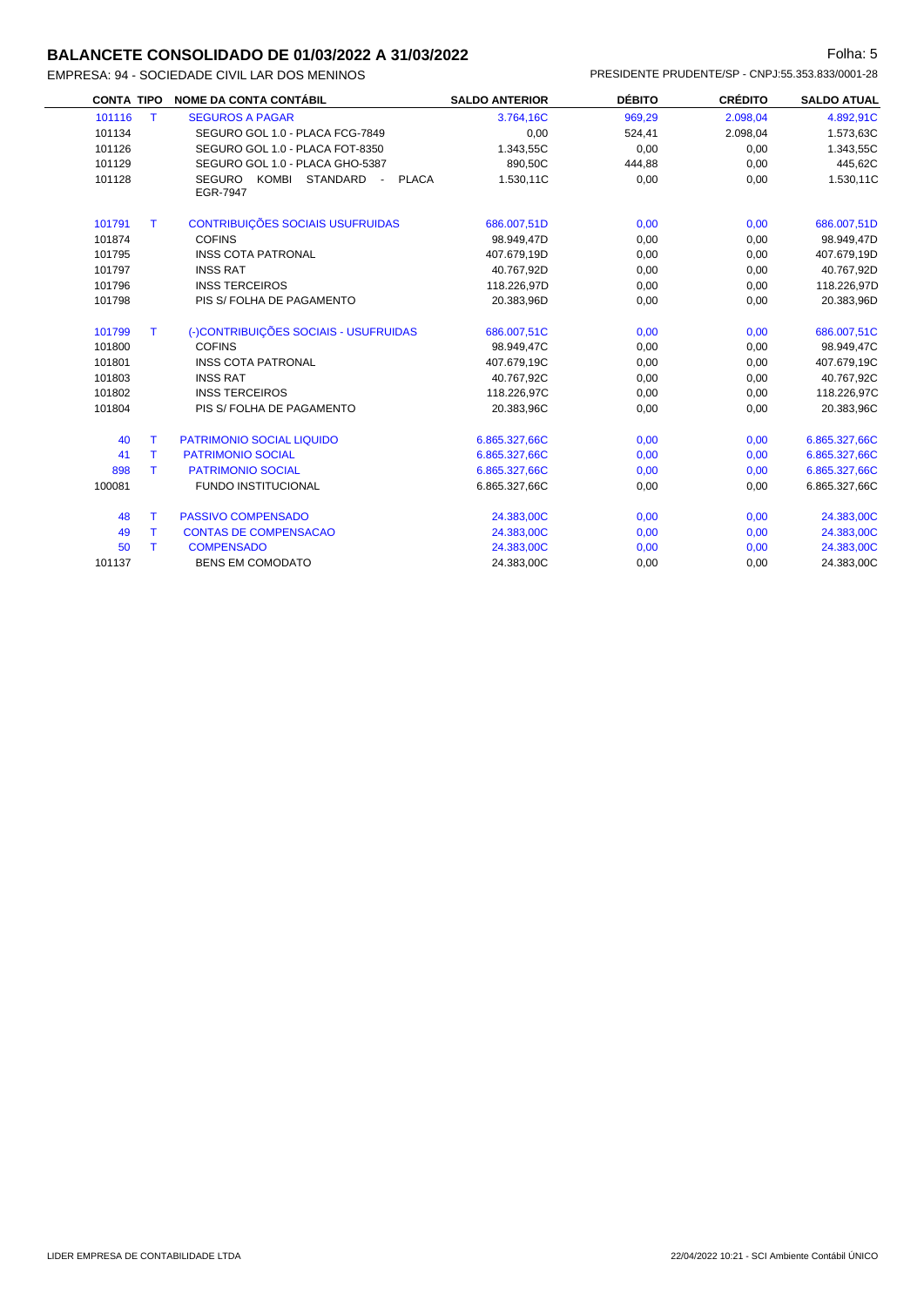# BALANCETE CONSOLIDADO DE 01/03/2022 A 31/03/2022

EMPRESA: 94 - SOCIEDADE CIVIL LAR DOS MENINOS

PRESIDENTE PRUDENTE/SP - CNPJ:55.353.833/0001-28

| CONTA | TIPO | NOME DA CONTA CONTÁBIL | SALDO ANTERIOR | DÉBITO | CRÉDITO | SALDO ATUAL |
|---|---|---|---|---|---|---|
| 101116 | T | SEGUROS A PAGAR | 3.764,16C | 969,29 | 2.098,04 | 4.892,91C |
| 101134 | | SEGURO GOL 1.0 - PLACA FCG-7849 | 0,00 | 524,41 | 2.098,04 | 1.573,63C |
| 101126 | | SEGURO GOL 1.0 - PLACA FOT-8350 | 1.343,55C | 0,00 | 0,00 | 1.343,55C |
| 101129 | | SEGURO GOL 1.0 - PLACA GHO-5387 | 890,50C | 444,88 | 0,00 | 445,62C |
| 101128 | | SEGURO KOMBI STANDARD - PLACA EGR-7947 | 1.530,11C | 0,00 | 0,00 | 1.530,11C |
| 101791 | T | CONTRIBUIÇÕES SOCIAIS USUFRUIDAS | 686.007,51D | 0,00 | 0,00 | 686.007,51D |
| 101874 | | COFINS | 98.949,47D | 0,00 | 0,00 | 98.949,47D |
| 101795 | | INSS COTA PATRONAL | 407.679,19D | 0,00 | 0,00 | 407.679,19D |
| 101797 | | INSS RAT | 40.767,92D | 0,00 | 0,00 | 40.767,92D |
| 101796 | | INSS TERCEIROS | 118.226,97D | 0,00 | 0,00 | 118.226,97D |
| 101798 | | PIS S/ FOLHA DE PAGAMENTO | 20.383,96D | 0,00 | 0,00 | 20.383,96D |
| 101799 | T | (-)CONTRIBUIÇÕES SOCIAIS - USUFRUIDAS | 686.007,51C | 0,00 | 0,00 | 686.007,51C |
| 101800 | | COFINS | 98.949,47C | 0,00 | 0,00 | 98.949,47C |
| 101801 | | INSS COTA PATRONAL | 407.679,19C | 0,00 | 0,00 | 407.679,19C |
| 101803 | | INSS RAT | 40.767,92C | 0,00 | 0,00 | 40.767,92C |
| 101802 | | INSS TERCEIROS | 118.226,97C | 0,00 | 0,00 | 118.226,97C |
| 101804 | | PIS S/ FOLHA DE PAGAMENTO | 20.383,96C | 0,00 | 0,00 | 20.383,96C |
| 40 | T | PATRIMONIO SOCIAL LIQUIDO | 6.865.327,66C | 0,00 | 0,00 | 6.865.327,66C |
| 41 | T | PATRIMONIO SOCIAL | 6.865.327,66C | 0,00 | 0,00 | 6.865.327,66C |
| 898 | T | PATRIMONIO SOCIAL | 6.865.327,66C | 0,00 | 0,00 | 6.865.327,66C |
| 100081 | | FUNDO INSTITUCIONAL | 6.865.327,66C | 0,00 | 0,00 | 6.865.327,66C |
| 48 | T | PASSIVO COMPENSADO | 24.383,00C | 0,00 | 0,00 | 24.383,00C |
| 49 | T | CONTAS DE COMPENSACAO | 24.383,00C | 0,00 | 0,00 | 24.383,00C |
| 50 | T | COMPENSADO | 24.383,00C | 0,00 | 0,00 | 24.383,00C |
| 101137 | | BENS EM COMODATO | 24.383,00C | 0,00 | 0,00 | 24.383,00C |

LIDER EMPRESA DE CONTABILIDADE LTDA

22/04/2022 10:21 - SCI Ambiente Contábil ÚNICO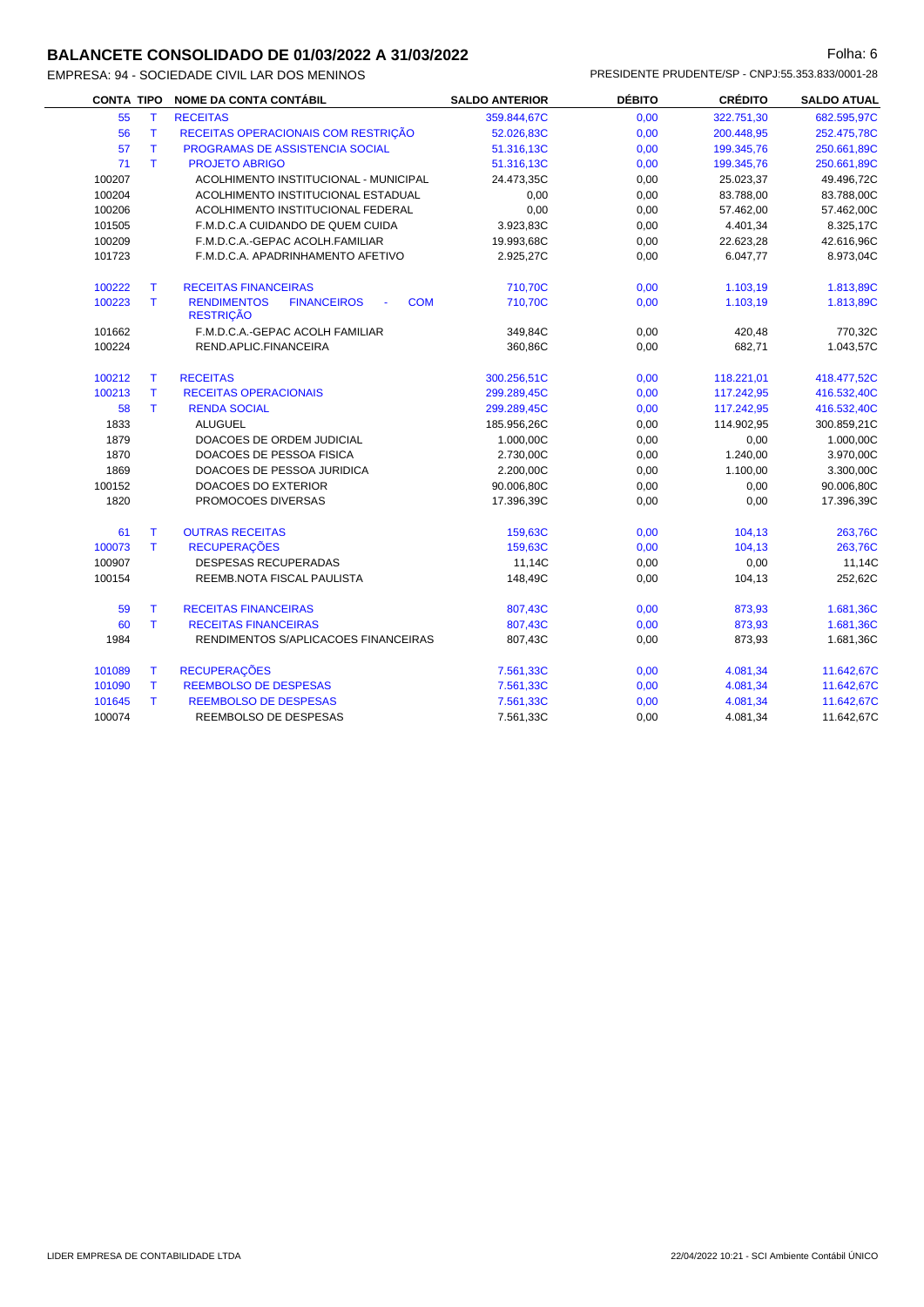# BALANCETE CONSOLIDADO DE 01/03/2022 A 31/03/2022

EMPRESA: 94 - SOCIEDADE CIVIL LAR DOS MENINOS

PRESIDENTE PRUDENTE/SP - CNPJ:55.353.833/0001-28

| CONTA | TIPO | NOME DA CONTA CONTÁBIL | SALDO ANTERIOR | DÉBITO | CRÉDITO | SALDO ATUAL |
|---|---|---|---|---|---|---|
| 55 | T | RECEITAS | 359.844,67C | 0,00 | 322.751,30 | 682.595,97C |
| 56 | T | RECEITAS OPERACIONAIS COM RESTRIÇÃO | 52.026,83C | 0,00 | 200.448,95 | 252.475,78C |
| 57 | T | PROGRAMAS DE ASSISTENCIA SOCIAL | 51.316,13C | 0,00 | 199.345,76 | 250.661,89C |
| 71 | T | PROJETO ABRIGO | 51.316,13C | 0,00 | 199.345,76 | 250.661,89C |
| 100207 | | ACOLHIMENTO INSTITUCIONAL - MUNICIPAL | 24.473,35C | 0,00 | 25.023,37 | 49.496,72C |
| 100204 | | ACOLHIMENTO INSTITUCIONAL ESTADUAL | 0,00 | 0,00 | 83.788,00 | 83.788,00C |
| 100206 | | ACOLHIMENTO INSTITUCIONAL FEDERAL | 0,00 | 0,00 | 57.462,00 | 57.462,00C |
| 101505 | | F.M.D.C.A CUIDANDO DE QUEM CUIDA | 3.923,83C | 0,00 | 4.401,34 | 8.325,17C |
| 100209 | | F.M.D.C.A.-GEPAC ACOLH.FAMILIAR | 19.993,68C | 0,00 | 22.623,28 | 42.616,96C |
| 101723 | | F.M.D.C.A. APADRINHAMENTO AFETIVO | 2.925,27C | 0,00 | 6.047,77 | 8.973,04C |
| 100222 | T | RECEITAS FINANCEIRAS | 710,70C | 0,00 | 1.103,19 | 1.813,89C |
| 100223 | T | RENDIMENTOS FINANCEIROS - COM RESTRIÇÃO | 710,70C | 0,00 | 1.103,19 | 1.813,89C |
| 101662 | | F.M.D.C.A.-GEPAC ACOLH FAMILIAR | 349,84C | 0,00 | 420,48 | 770,32C |
| 100224 | | REND.APLIC.FINANCEIRA | 360,86C | 0,00 | 682,71 | 1.043,57C |
| 100212 | T | RECEITAS | 300.256,51C | 0,00 | 118.221,01 | 418.477,52C |
| 100213 | T | RECEITAS OPERACIONAIS | 299.289,45C | 0,00 | 117.242,95 | 416.532,40C |
| 58 | T | RENDA SOCIAL | 299.289,45C | 0,00 | 117.242,95 | 416.532,40C |
| 1833 | | ALUGUEL | 185.956,26C | 0,00 | 114.902,95 | 300.859,21C |
| 1879 | | DOACOES DE ORDEM JUDICIAL | 1.000,00C | 0,00 | 0,00 | 1.000,00C |
| 1870 | | DOACOES DE PESSOA FISICA | 2.730,00C | 0,00 | 1.240,00 | 3.970,00C |
| 1869 | | DOACOES DE PESSOA JURIDICA | 2.200,00C | 0,00 | 1.100,00 | 3.300,00C |
| 100152 | | DOACOES DO EXTERIOR | 90.006,80C | 0,00 | 0,00 | 90.006,80C |
| 1820 | | PROMOCOES DIVERSAS | 17.396,39C | 0,00 | 0,00 | 17.396,39C |
| 61 | T | OUTRAS RECEITAS | 159,63C | 0,00 | 104,13 | 263,76C |
| 100073 | T | RECUPERAÇÕES | 159,63C | 0,00 | 104,13 | 263,76C |
| 100907 | | DESPESAS RECUPERADAS | 11,14C | 0,00 | 0,00 | 11,14C |
| 100154 | | REEMB.NOTA FISCAL PAULISTA | 148,49C | 0,00 | 104,13 | 252,62C |
| 59 | T | RECEITAS FINANCEIRAS | 807,43C | 0,00 | 873,93 | 1.681,36C |
| 60 | T | RECEITAS FINANCEIRAS | 807,43C | 0,00 | 873,93 | 1.681,36C |
| 1984 | | RENDIMENTOS S/APLICACOES FINANCEIRAS | 807,43C | 0,00 | 873,93 | 1.681,36C |
| 101089 | T | RECUPERAÇÕES | 7.561,33C | 0,00 | 4.081,34 | 11.642,67C |
| 101090 | T | REEMBOLSO DE DESPESAS | 7.561,33C | 0,00 | 4.081,34 | 11.642,67C |
| 101645 | T | REEMBOLSO DE DESPESAS | 7.561,33C | 0,00 | 4.081,34 | 11.642,67C |
| 100074 | | REEMBOLSO DE DESPESAS | 7.561,33C | 0,00 | 4.081,34 | 11.642,67C |

LIDER EMPRESA DE CONTABILIDADE LTDA

22/04/2022 10:21 - SCI Ambiente Contábil ÚNICO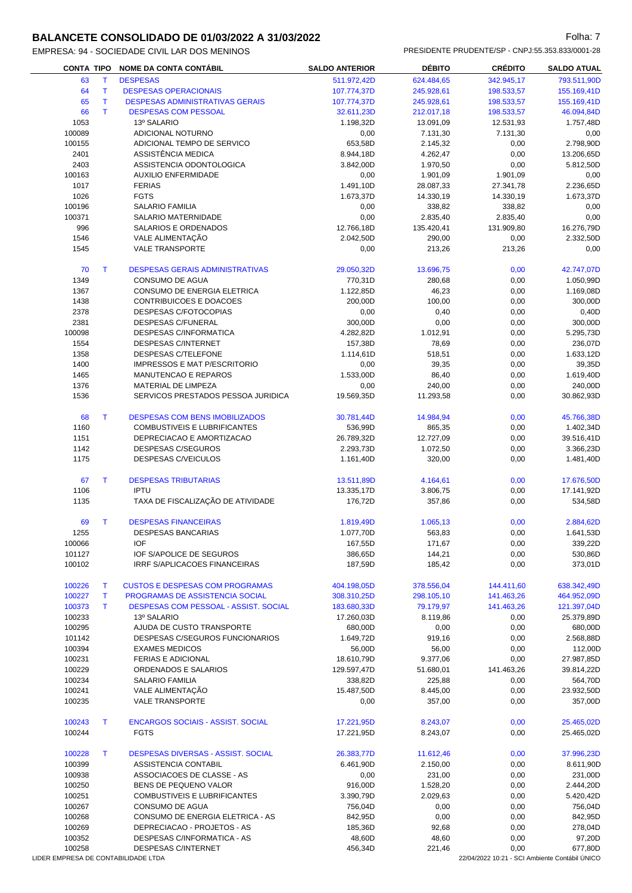# BALANCETE CONSOLIDADO DE 01/03/2022 A 31/03/2022

EMPRESA: 94 - SOCIEDADE CIVIL LAR DOS MENINOS

PRESIDENTE PRUDENTE/SP - CNPJ:55.353.833/0001-28

| CONTA | TIPO | NOME DA CONTA CONTÁBIL | SALDO ANTERIOR | DÉBITO | CRÉDITO | SALDO ATUAL |
|---|---|---|---|---|---|---|
| 63 | T | DESPESAS | 511.972,42D | 624.484,65 | 342.945,17 | 793.511,90D |
| 64 | T | DESPESAS OPERACIONAIS | 107.774,37D | 245.928,61 | 198.533,57 | 155.169,41D |
| 65 | T | DESPESAS ADMINISTRATIVAS GERAIS | 107.774,37D | 245.928,61 | 198.533,57 | 155.169,41D |
| 66 | T | DESPESAS COM PESSOAL | 32.611,23D | 212.017,18 | 198.533,57 | 46.094,84D |
| 1053 | | 13º SALARIO | 1.198,32D | 13.091,09 | 12.531,93 | 1.757,48D |
| 100089 | | ADICIONAL NOTURNO | 0,00 | 7.131,30 | 7.131,30 | 0,00 |
| 100155 | | ADICIONAL TEMPO DE SERVICO | 653,58D | 2.145,32 | 0,00 | 2.798,90D |
| 2401 | | ASSISTÊNCIA MEDICA | 8.944,18D | 4.262,47 | 0,00 | 13.206,65D |
| 2403 | | ASSISTENCIA ODONTOLOGICA | 3.842,00D | 1.970,50 | 0,00 | 5.812,50D |
| 100163 | | AUXILIO ENFERMIDADE | 0,00 | 1.901,09 | 1.901,09 | 0,00 |
| 1017 | | FERIAS | 1.491,10D | 28.087,33 | 27.341,78 | 2.236,65D |
| 1026 | | FGTS | 1.673,37D | 14.330,19 | 14.330,19 | 1.673,37D |
| 100196 | | SALARIO FAMILIA | 0,00 | 338,82 | 338,82 | 0,00 |
| 100371 | | SALARIO MATERNIDADE | 0,00 | 2.835,40 | 2.835,40 | 0,00 |
| 996 | | SALARIOS E ORDENADOS | 12.766,18D | 135.420,41 | 131.909,80 | 16.276,79D |
| 1546 | | VALE ALIMENTAÇÃO | 2.042,50D | 290,00 | 0,00 | 2.332,50D |
| 1545 | | VALE TRANSPORTE | 0,00 | 213,26 | 213,26 | 0,00 |
| 70 | T | DESPESAS GERAIS ADMINISTRATIVAS | 29.050,32D | 13.696,75 | 0,00 | 42.747,07D |
| 1349 | | CONSUMO DE AGUA | 770,31D | 280,68 | 0,00 | 1.050,99D |
| 1367 | | CONSUMO DE ENERGIA ELETRICA | 1.122,85D | 46,23 | 0,00 | 1.169,08D |
| 1438 | | CONTRIBUICOES E DOACOES | 200,00D | 100,00 | 0,00 | 300,00D |
| 2378 | | DESPESAS C/FOTOCOPIAS | 0,00 | 0,40 | 0,00 | 0,40D |
| 2381 | | DESPESAS C/FUNERAL | 300,00D | 0,00 | 0,00 | 300,00D |
| 100098 | | DESPESAS C/INFORMATICA | 4.282,82D | 1.012,91 | 0,00 | 5.295,73D |
| 1554 | | DESPESAS C/INTERNET | 157,38D | 78,69 | 0,00 | 236,07D |
| 1358 | | DESPESAS C/TELEFONE | 1.114,61D | 518,51 | 0,00 | 1.633,12D |
| 1400 | | IMPRESSOS E MAT P/ESCRITORIO | 0,00 | 39,35 | 0,00 | 39,35D |
| 1465 | | MANUTENCAO E REPAROS | 1.533,00D | 86,40 | 0,00 | 1.619,40D |
| 1376 | | MATERIAL DE LIMPEZA | 0,00 | 240,00 | 0,00 | 240,00D |
| 1536 | | SERVICOS PRESTADOS PESSOA JURIDICA | 19.569,35D | 11.293,58 | 0,00 | 30.862,93D |
| 68 | T | DESPESAS COM BENS IMOBILIZADOS | 30.781,44D | 14.984,94 | 0,00 | 45.766,38D |
| 1160 | | COMBUSTIVEIS E LUBRIFICANTES | 536,99D | 865,35 | 0,00 | 1.402,34D |
| 1151 | | DEPRECIACAO E AMORTIZACAO | 26.789,32D | 12.727,09 | 0,00 | 39.516,41D |
| 1142 | | DESPESAS C/SEGUROS | 2.293,73D | 1.072,50 | 0,00 | 3.366,23D |
| 1175 | | DESPESAS C/VEICULOS | 1.161,40D | 320,00 | 0,00 | 1.481,40D |
| 67 | T | DESPESAS TRIBUTARIAS | 13.511,89D | 4.164,61 | 0,00 | 17.676,50D |
| 1106 | | IPTU | 13.335,17D | 3.806,75 | 0,00 | 17.141,92D |
| 1135 | | TAXA DE FISCALIZAÇÃO DE ATIVIDADE | 176,72D | 357,86 | 0,00 | 534,58D |
| 69 | T | DESPESAS FINANCEIRAS | 1.819,49D | 1.065,13 | 0,00 | 2.884,62D |
| 1255 | | DESPESAS BANCARIAS | 1.077,70D | 563,83 | 0,00 | 1.641,53D |
| 100066 | | IOF | 167,55D | 171,67 | 0,00 | 339,22D |
| 101127 | | IOF S/APOLICE DE SEGUROS | 386,65D | 144,21 | 0,00 | 530,86D |
| 100102 | | IRRF S/APLICACOES FINANCEIRAS | 187,59D | 185,42 | 0,00 | 373,01D |
| 100226 | T | CUSTOS E DESPESAS COM PROGRAMAS | 404.198,05D | 378.556,04 | 144.411,60 | 638.342,49D |
| 100227 | T | PROGRAMAS DE ASSISTENCIA SOCIAL | 308.310,25D | 298.105,10 | 141.463,26 | 464.952,09D |
| 100373 | T | DESPESAS COM PESSOAL - ASSIST. SOCIAL | 183.680,33D | 79.179,97 | 141.463,26 | 121.397,04D |
| 100233 | | 13º SALARIO | 17.260,03D | 8.119,86 | 0,00 | 25.379,89D |
| 100295 | | AJUDA DE CUSTO TRANSPORTE | 680,00D | 0,00 | 0,00 | 680,00D |
| 101142 | | DESPESAS C/SEGUROS FUNCIONARIOS | 1.649,72D | 919,16 | 0,00 | 2.568,88D |
| 100394 | | EXAMES MEDICOS | 56,00D | 56,00 | 0,00 | 112,00D |
| 100231 | | FERIAS E ADICIONAL | 18.610,79D | 9.377,06 | 0,00 | 27.987,85D |
| 100229 | | ORDENADOS E SALARIOS | 129.597,47D | 51.680,01 | 141.463,26 | 39.814,22D |
| 100234 | | SALARIO FAMILIA | 338,82D | 225,88 | 0,00 | 564,70D |
| 100241 | | VALE ALIMENTAÇÃO | 15.487,50D | 8.445,00 | 0,00 | 23.932,50D |
| 100235 | | VALE TRANSPORTE | 0,00 | 357,00 | 0,00 | 357,00D |
| 100243 | T | ENCARGOS SOCIAIS - ASSIST. SOCIAL | 17.221,95D | 8.243,07 | 0,00 | 25.465,02D |
| 100244 | | FGTS | 17.221,95D | 8.243,07 | 0,00 | 25.465,02D |
| 100228 | T | DESPESAS DIVERSAS - ASSIST. SOCIAL | 26.383,77D | 11.612,46 | 0,00 | 37.996,23D |
| 100399 | | ASSISTENCIA CONTABIL | 6.461,90D | 2.150,00 | 0,00 | 8.611,90D |
| 100938 | | ASSOCIACOES DE CLASSE - AS | 0,00 | 231,00 | 0,00 | 231,00D |
| 100250 | | BENS DE PEQUENO VALOR | 916,00D | 1.528,20 | 0,00 | 2.444,20D |
| 100251 | | COMBUSTIVEIS E LUBRIFICANTES | 3.390,79D | 2.029,63 | 0,00 | 5.420,42D |
| 100267 | | CONSUMO DE AGUA | 756,04D | 0,00 | 0,00 | 756,04D |
| 100268 | | CONSUMO DE ENERGIA ELETRICA - AS | 842,95D | 0,00 | 0,00 | 842,95D |
| 100269 | | DEPRECIACAO - PROJETOS - AS | 185,36D | 92,68 | 0,00 | 278,04D |
| 100352 | | DESPESAS C/INFORMATICA - AS | 48,60D | 48,60 | 0,00 | 97,20D |
| 100258 | | DESPESAS C/INTERNET | 456,34D | 221,46 | 0,00 | 677,80D |

LIDER EMPRESA DE CONTABILIDADE LTDA

22/04/2022 10:21 - SCI Ambiente Contábil ÚNICO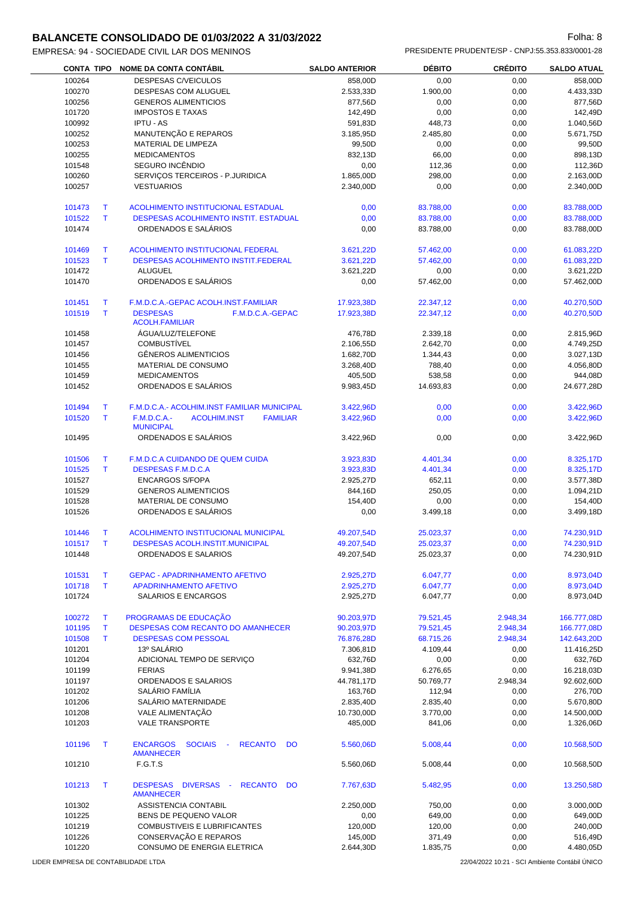# BALANCETE CONSOLIDADO DE 01/03/2022 A 31/03/2022

EMPRESA: 94 - SOCIEDADE CIVIL LAR DOS MENINOS — PRESIDENTE PRUDENTE/SP - CNPJ:55.353.833/0001-28

| CONTA | TIPO | NOME DA CONTA CONTÁBIL | SALDO ANTERIOR | DÉBITO | CRÉDITO | SALDO ATUAL |
|---|---|---|---|---|---|---|
| 100264 | | DESPESAS C/VEICULOS | 858,00D | 0,00 | 0,00 | 858,00D |
| 100270 | | DESPESAS COM ALUGUEL | 2.533,33D | 1.900,00 | 0,00 | 4.433,33D |
| 100256 | | GENEROS ALIMENTICIOS | 877,56D | 0,00 | 0,00 | 877,56D |
| 101720 | | IMPOSTOS E TAXAS | 142,49D | 0,00 | 0,00 | 142,49D |
| 100992 | | IPTU - AS | 591,83D | 448,73 | 0,00 | 1.040,56D |
| 100252 | | MANUTENÇÃO E REPAROS | 3.185,95D | 2.485,80 | 0,00 | 5.671,75D |
| 100253 | | MATERIAL DE LIMPEZA | 99,50D | 0,00 | 0,00 | 99,50D |
| 100255 | | MEDICAMENTOS | 832,13D | 66,00 | 0,00 | 898,13D |
| 101548 | | SEGURO INCÊNDIO | 0,00 | 112,36 | 0,00 | 112,36D |
| 100260 | | SERVIÇOS TERCEIROS - P.JURIDICA | 1.865,00D | 298,00 | 0,00 | 2.163,00D |
| 100257 | | VESTUARIOS | 2.340,00D | 0,00 | 0,00 | 2.340,00D |
| 101473 | T | ACOLHIMENTO INSTITUCIONAL ESTADUAL | 0,00 | 83.788,00 | 0,00 | 83.788,00D |
| 101522 | T | DESPESAS ACOLHIMENTO INSTIT. ESTADUAL | 0,00 | 83.788,00 | 0,00 | 83.788,00D |
| 101474 | | ORDENADOS E SALÁRIOS | 0,00 | 83.788,00 | 0,00 | 83.788,00D |
| 101469 | T | ACOLHIMENTO INSTITUCIONAL FEDERAL | 3.621,22D | 57.462,00 | 0,00 | 61.083,22D |
| 101523 | T | DESPESAS ACOLHIMENTO INSTIT.FEDERAL | 3.621,22D | 57.462,00 | 0,00 | 61.083,22D |
| 101472 | | ALUGUEL | 3.621,22D | 0,00 | 0,00 | 3.621,22D |
| 101470 | | ORDENADOS E SALÁRIOS | 0,00 | 57.462,00 | 0,00 | 57.462,00D |
| 101451 | T | F.M.D.C.A.-GEPAC ACOLH.INST.FAMILIAR | 17.923,38D | 22.347,12 | 0,00 | 40.270,50D |
| 101519 | T | DESPESAS F.M.D.C.A.-GEPAC ACOLH.FAMILIAR | 17.923,38D | 22.347,12 | 0,00 | 40.270,50D |
| 101458 | | ÁGUA/LUZ/TELEFONE | 476,78D | 2.339,18 | 0,00 | 2.815,96D |
| 101457 | | COMBUSTÍVEL | 2.106,55D | 2.642,70 | 0,00 | 4.749,25D |
| 101456 | | GÊNEROS ALIMENTICIOS | 1.682,70D | 1.344,43 | 0,00 | 3.027,13D |
| 101455 | | MATERIAL DE CONSUMO | 3.268,40D | 788,40 | 0,00 | 4.056,80D |
| 101459 | | MEDICAMENTOS | 405,50D | 538,58 | 0,00 | 944,08D |
| 101452 | | ORDENADOS E SALÁRIOS | 9.983,45D | 14.693,83 | 0,00 | 24.677,28D |
| 101494 | T | F.M.D.C.A.- ACOLHIM.INST FAMILIAR MUNICIPAL | 3.422,96D | 0,00 | 0,00 | 3.422,96D |
| 101520 | T | F.M.D.C.A.- ACOLHIM.INST FAMILIAR MUNICIPAL | 3.422,96D | 0,00 | 0,00 | 3.422,96D |
| 101495 | | ORDENADOS E SALÁRIOS | 3.422,96D | 0,00 | 0,00 | 3.422,96D |
| 101506 | T | F.M.D.C.A CUIDANDO DE QUEM CUIDA | 3.923,83D | 4.401,34 | 0,00 | 8.325,17D |
| 101525 | T | DESPESAS F.M.D.C.A | 3.923,83D | 4.401,34 | 0,00 | 8.325,17D |
| 101527 | | ENCARGOS S/FOPA | 2.925,27D | 652,11 | 0,00 | 3.577,38D |
| 101529 | | GENEROS ALIMENTICIOS | 844,16D | 250,05 | 0,00 | 1.094,21D |
| 101528 | | MATERIAL DE CONSUMO | 154,40D | 0,00 | 0,00 | 154,40D |
| 101526 | | ORDENADOS E SALÁRIOS | 0,00 | 3.499,18 | 0,00 | 3.499,18D |
| 101446 | T | ACOLHIMENTO INSTITUCIONAL MUNICIPAL | 49.207,54D | 25.023,37 | 0,00 | 74.230,91D |
| 101517 | T | DESPESAS ACOLH.INSTIT.MUNICIPAL | 49.207,54D | 25.023,37 | 0,00 | 74.230,91D |
| 101448 | | ORDENADOS E SALARIOS | 49.207,54D | 25.023,37 | 0,00 | 74.230,91D |
| 101531 | T | GEPAC - APADRINHAMENTO AFETIVO | 2.925,27D | 6.047,77 | 0,00 | 8.973,04D |
| 101718 | T | APADRINHAMENTO AFETIVO | 2.925,27D | 6.047,77 | 0,00 | 8.973,04D |
| 101724 | | SALARIOS E ENCARGOS | 2.925,27D | 6.047,77 | 0,00 | 8.973,04D |
| 100272 | T | PROGRAMAS DE EDUCAÇÃO | 90.203,97D | 79.521,45 | 2.948,34 | 166.777,08D |
| 101195 | T | DESPESAS COM RECANTO DO AMANHECER | 90.203,97D | 79.521,45 | 2.948,34 | 166.777,08D |
| 101508 | T | DESPESAS COM PESSOAL | 76.876,28D | 68.715,26 | 2.948,34 | 142.643,20D |
| 101201 | | 13º SALÁRIO | 7.306,81D | 4.109,44 | 0,00 | 11.416,25D |
| 101204 | | ADICIONAL TEMPO DE SERVIÇO | 632,76D | 0,00 | 0,00 | 632,76D |
| 101199 | | FERIAS | 9.941,38D | 6.276,65 | 0,00 | 16.218,03D |
| 101197 | | ORDENADOS E SALARIOS | 44.781,17D | 50.769,77 | 2.948,34 | 92.602,60D |
| 101202 | | SALÁRIO FAMÍLIA | 163,76D | 112,94 | 0,00 | 276,70D |
| 101206 | | SALÁRIO MATERNIDADE | 2.835,40D | 2.835,40 | 0,00 | 5.670,80D |
| 101208 | | VALE ALIMENTAÇÃO | 10.730,00D | 3.770,00 | 0,00 | 14.500,00D |
| 101203 | | VALE TRANSPORTE | 485,00D | 841,06 | 0,00 | 1.326,06D |
| 101196 | T | ENCARGOS SOCIAIS - RECANTO DO AMANHECER | 5.560,06D | 5.008,44 | 0,00 | 10.568,50D |
| 101210 | | F.G.T.S | 5.560,06D | 5.008,44 | 0,00 | 10.568,50D |
| 101213 | T | DESPESAS DIVERSAS - RECANTO DO AMANHECER | 7.767,63D | 5.482,95 | 0,00 | 13.250,58D |
| 101302 | | ASSISTENCIA CONTABIL | 2.250,00D | 750,00 | 0,00 | 3.000,00D |
| 101225 | | BENS DE PEQUENO VALOR | 0,00 | 649,00 | 0,00 | 649,00D |
| 101219 | | COMBUSTIVEIS E LUBRIFICANTES | 120,00D | 120,00 | 0,00 | 240,00D |
| 101226 | | CONSERVAÇÃO E REPAROS | 145,00D | 371,49 | 0,00 | 516,49D |
| 101220 | | CONSUMO DE ENERGIA ELETRICA | 2.644,30D | 1.835,75 | 0,00 | 4.480,05D |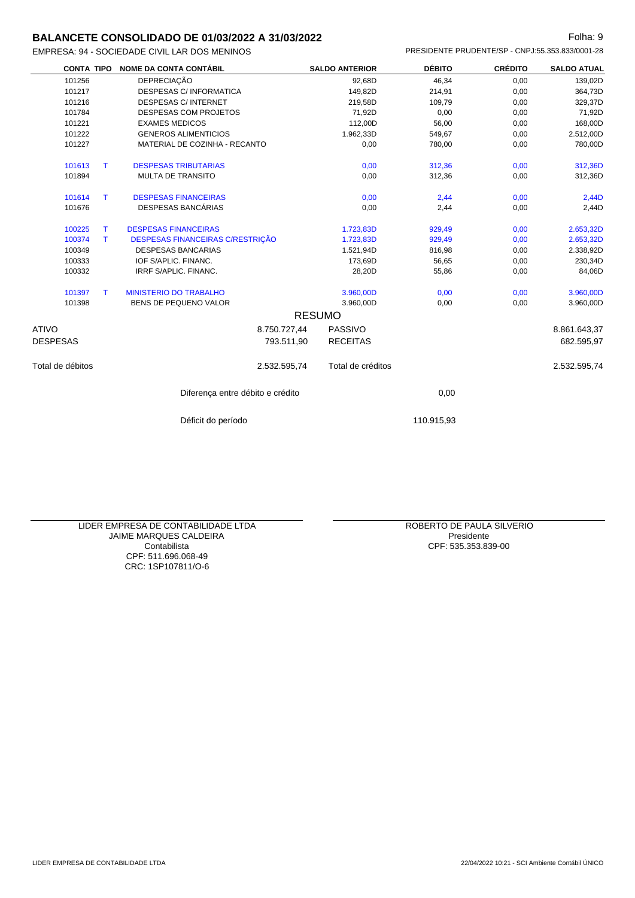# BALANCETE CONSOLIDADO DE 01/03/2022 A 31/03/2022

EMPRESA: 94 - SOCIEDADE CIVIL LAR DOS MENINOS

PRESIDENTE PRUDENTE/SP - CNPJ:55.353.833/0001-28

| CONTA | TIPO | NOME DA CONTA CONTÁBIL | SALDO ANTERIOR | DÉBITO | CRÉDITO | SALDO ATUAL |
|---|---|---|---|---|---|---|
| 101256 | | DEPRECIAÇÃO | 92,68D | 46,34 | 0,00 | 139,02D |
| 101217 | | DESPESAS C/ INFORMATICA | 149,82D | 214,91 | 0,00 | 364,73D |
| 101216 | | DESPESAS C/ INTERNET | 219,58D | 109,79 | 0,00 | 329,37D |
| 101784 | | DESPESAS COM PROJETOS | 71,92D | 0,00 | 0,00 | 71,92D |
| 101221 | | EXAMES MEDICOS | 112,00D | 56,00 | 0,00 | 168,00D |
| 101222 | | GENEROS ALIMENTICIOS | 1.962,33D | 549,67 | 0,00 | 2.512,00D |
| 101227 | | MATERIAL DE COZINHA - RECANTO | 0,00 | 780,00 | 0,00 | 780,00D |
| 101613 | T | DESPESAS TRIBUTARIAS | 0,00 | 312,36 | 0,00 | 312,36D |
| 101894 | | MULTA DE TRANSITO | 0,00 | 312,36 | 0,00 | 312,36D |
| 101614 | T | DESPESAS FINANCEIRAS | 0,00 | 2,44 | 0,00 | 2,44D |
| 101676 | | DESPESAS BANCÁRIAS | 0,00 | 2,44 | 0,00 | 2,44D |
| 100225 | T | DESPESAS FINANCEIRAS | 1.723,83D | 929,49 | 0,00 | 2.653,32D |
| 100374 | T | DESPESAS FINANCEIRAS C/RESTRIÇÃO | 1.723,83D | 929,49 | 0,00 | 2.653,32D |
| 100349 | | DESPESAS BANCARIAS | 1.521,94D | 816,98 | 0,00 | 2.338,92D |
| 100333 | | IOF S/APLIC. FINANC. | 173,69D | 56,65 | 0,00 | 230,34D |
| 100332 | | IRRF S/APLIC. FINANC. | 28,20D | 55,86 | 0,00 | 84,06D |
| 101397 | T | MINISTERIO DO TRABALHO | 3.960,00D | 0,00 | 0,00 | 3.960,00D |
| 101398 | | BENS DE PEQUENO VALOR | 3.960,00D | 0,00 | 0,00 | 3.960,00D |

## RESUMO

| | | | |
|---|---|---|---|
| ATIVO | 8.750.727,44 | PASSIVO | 8.861.643,37 |
| DESPESAS | 793.511,90 | RECEITAS | 682.595,97 |
| Total de débitos | 2.532.595,74 | Total de créditos | 2.532.595,74 |

Diferença entre débito e crédito 0,00

Déficit do período 110.915,93

LIDER EMPRESA DE CONTABILIDADE LTDA
JAIME MARQUES CALDEIRA
Contabilista
CPF: 511.696.068-49
CRC: 1SP107811/O-6

ROBERTO DE PAULA SILVERIO
Presidente
CPF: 535.353.839-00